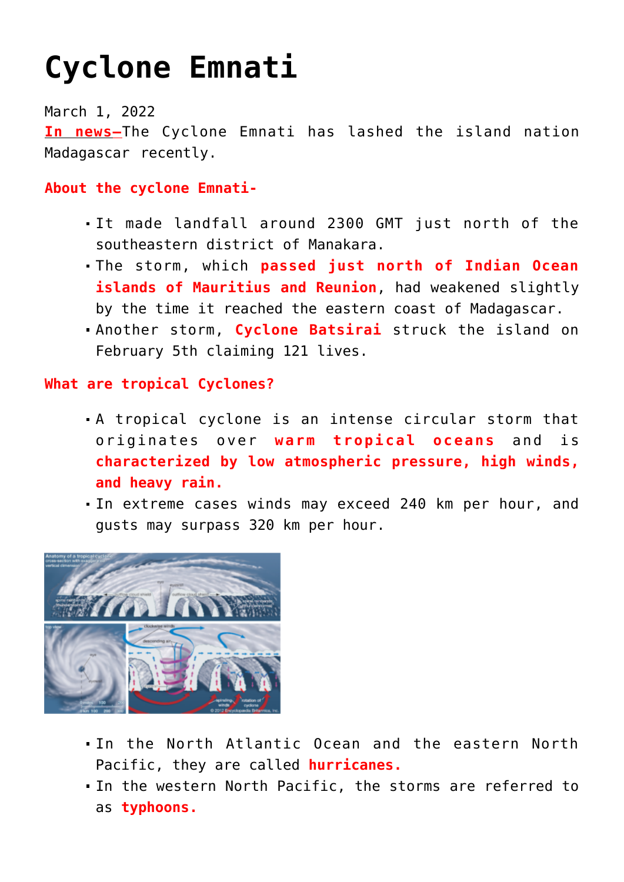# Cyclone Emnati

March 1, 2022

**In news–**The Cyclone Emnati has lashed the island nation Madagascar recently.

**About the cyclone Emnati-**

- It made landfall around 2300 GMT just north of the southeastern district of Manakara.
- The storm, which **passed just north of Indian Ocean islands of Mauritius and Reunion**, had weakened slightly by the time it reached the eastern coast of Madagascar.
- Another storm, **Cyclone Batsirai** struck the island on February 5th claiming 121 lives.

**What are tropical Cyclones?**

- A tropical cyclone is an intense circular storm that originates over **warm tropical oceans** and is **characterized by low atmospheric pressure, high winds, and heavy rain.**
- In extreme cases winds may exceed 240 km per hour, and gusts may surpass 320 km per hour.

- In the North Atlantic Ocean and the eastern North Pacific, they are called **hurricanes.**
- In the western North Pacific, the storms are referred to as **typhoons.**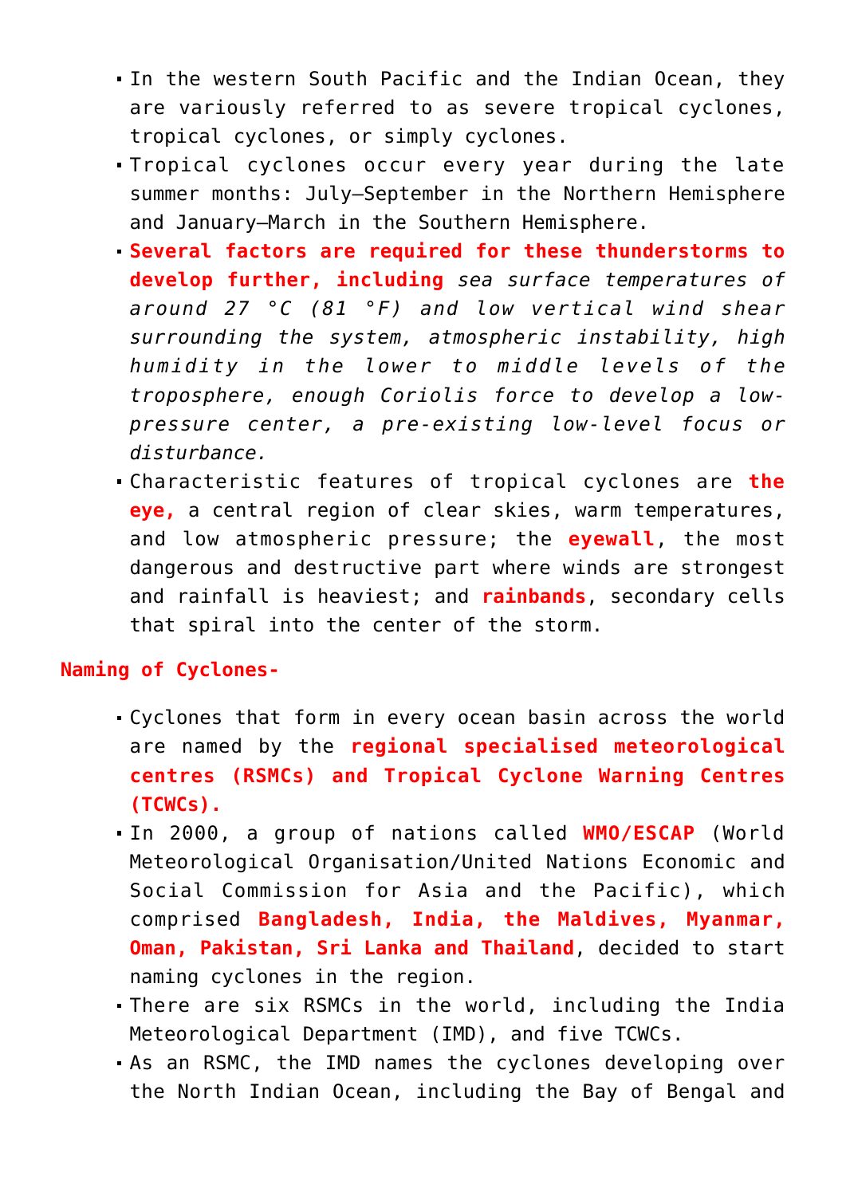- In the western South Pacific and the Indian Ocean, they are variously referred to as severe tropical cyclones, tropical cyclones, or simply cyclones.
- Tropical cyclones occur every year during the late summer months: July–September in the Northern Hemisphere and January–March in the Southern Hemisphere.
- **Several factors are required for these thunderstorms to develop further, including** *sea surface temperatures of around 27 °C (81 °F) and low vertical wind shear surrounding the system, atmospheric instability, high humidity in the lower to middle levels of the troposphere, enough Coriolis force to develop a low-pressure center, a pre-existing low-level focus or disturbance.*
- Characteristic features of tropical cyclones are **the eye,** a central region of clear skies, warm temperatures, and low atmospheric pressure; the **eyewall**, the most dangerous and destructive part where winds are strongest and rainfall is heaviest; and **rainbands**, secondary cells that spiral into the center of the storm.

**Naming of Cyclones-**

- Cyclones that form in every ocean basin across the world are named by the **regional specialised meteorological centres (RSMCs) and Tropical Cyclone Warning Centres (TCWCs).**
- In 2000, a group of nations called **WMO/ESCAP** (World Meteorological Organisation/United Nations Economic and Social Commission for Asia and the Pacific), which comprised **Bangladesh, India, the Maldives, Myanmar, Oman, Pakistan, Sri Lanka and Thailand**, decided to start naming cyclones in the region.
- There are six RSMCs in the world, including the India Meteorological Department (IMD), and five TCWCs.
- As an RSMC, the IMD names the cyclones developing over the North Indian Ocean, including the Bay of Bengal and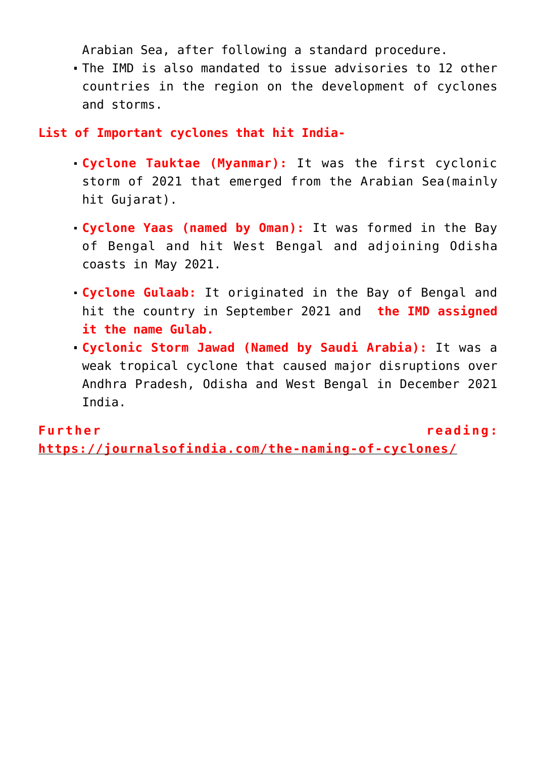Arabian Sea, after following a standard procedure.
- The IMD is also mandated to issue advisories to 12 other countries in the region on the development of cyclones and storms.

**List of Important cyclones that hit India-**

- **Cyclone Tauktae (Myanmar):** It was the first cyclonic storm of 2021 that emerged from the Arabian Sea(mainly hit Gujarat).
- **Cyclone Yaas (named by Oman):** It was formed in the Bay of Bengal and hit West Bengal and adjoining Odisha coasts in May 2021.
- **Cyclone Gulaab:** It originated in the Bay of Bengal and hit the country in September 2021 and **the IMD assigned it the name Gulab.**
- **Cyclonic Storm Jawad (Named by Saudi Arabia):** It was a weak tropical cyclone that caused major disruptions over Andhra Pradesh, Odisha and West Bengal in December 2021 India.

**Further reading: https://journalsofindia.com/the-naming-of-cyclones/**